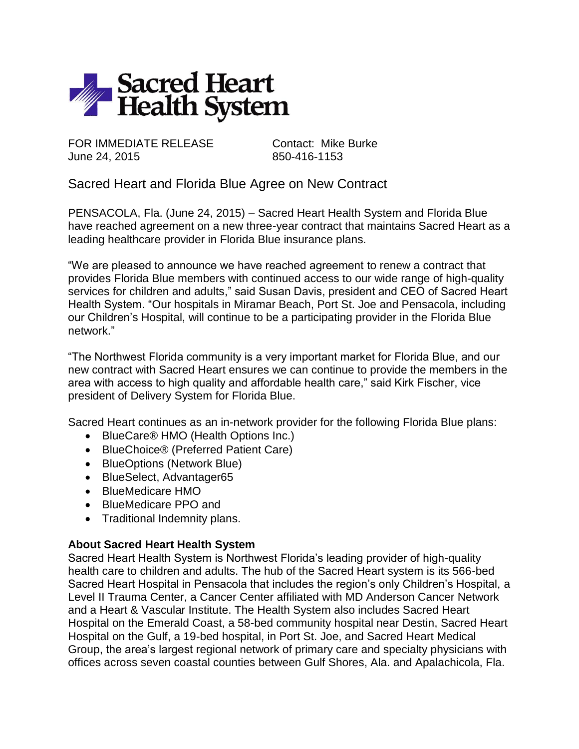# Sacred Heart Health System

FOR IMMEDIATE RELEASE
June 24, 2015

Contact: Mike Burke
850-416-1153

## Sacred Heart and Florida Blue Agree on New Contract

PENSACOLA, Fla. (June 24, 2015) – Sacred Heart Health System and Florida Blue have reached agreement on a new three-year contract that maintains Sacred Heart as a leading healthcare provider in Florida Blue insurance plans.

"We are pleased to announce we have reached agreement to renew a contract that provides Florida Blue members with continued access to our wide range of high-quality services for children and adults," said Susan Davis, president and CEO of Sacred Heart Health System. "Our hospitals in Miramar Beach, Port St. Joe and Pensacola, including our Children's Hospital, will continue to be a participating provider in the Florida Blue network."

"The Northwest Florida community is a very important market for Florida Blue, and our new contract with Sacred Heart ensures we can continue to provide the members in the area with access to high quality and affordable health care," said Kirk Fischer, vice president of Delivery System for Florida Blue.

Sacred Heart continues as an in-network provider for the following Florida Blue plans:

- BlueCare® HMO (Health Options Inc.)
- BlueChoice® (Preferred Patient Care)
- BlueOptions (Network Blue)
- BlueSelect, Advantager65
- BlueMedicare HMO
- BlueMedicare PPO and
- Traditional Indemnity plans.

**About Sacred Heart Health System**

Sacred Heart Health System is Northwest Florida's leading provider of high-quality health care to children and adults. The hub of the Sacred Heart system is its 566-bed Sacred Heart Hospital in Pensacola that includes the region's only Children's Hospital, a Level II Trauma Center, a Cancer Center affiliated with MD Anderson Cancer Network and a Heart & Vascular Institute. The Health System also includes Sacred Heart Hospital on the Emerald Coast, a 58-bed community hospital near Destin, Sacred Heart Hospital on the Gulf, a 19-bed hospital, in Port St. Joe, and Sacred Heart Medical Group, the area's largest regional network of primary care and specialty physicians with offices across seven coastal counties between Gulf Shores, Ala. and Apalachicola, Fla.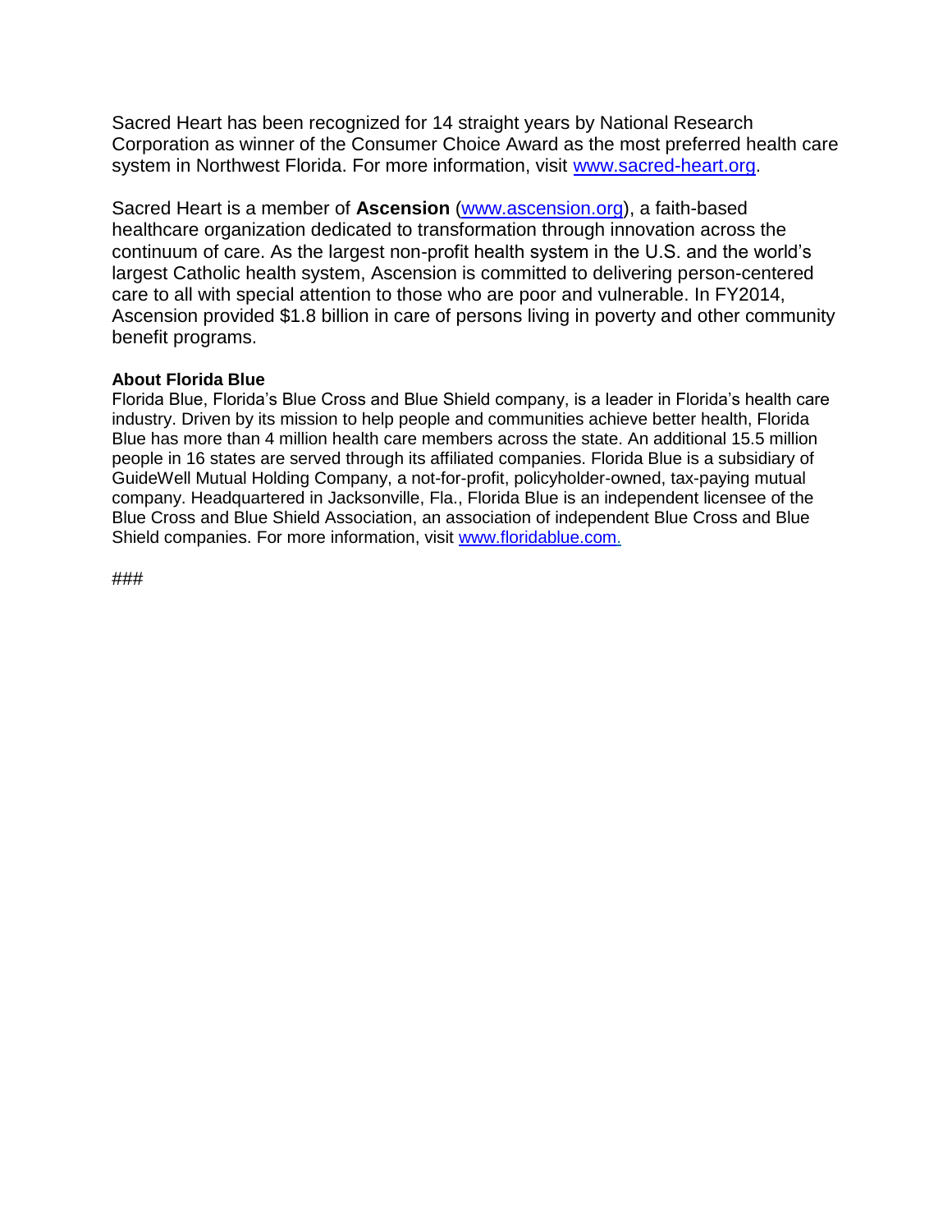Sacred Heart has been recognized for 14 straight years by National Research Corporation as winner of the Consumer Choice Award as the most preferred health care system in Northwest Florida. For more information, visit www.sacred-heart.org.

Sacred Heart is a member of **Ascension** (www.ascension.org), a faith-based healthcare organization dedicated to transformation through innovation across the continuum of care. As the largest non-profit health system in the U.S. and the world's largest Catholic health system, Ascension is committed to delivering person-centered care to all with special attention to those who are poor and vulnerable. In FY2014, Ascension provided $1.8 billion in care of persons living in poverty and other community benefit programs.

**About Florida Blue**

Florida Blue, Florida's Blue Cross and Blue Shield company, is a leader in Florida's health care industry. Driven by its mission to help people and communities achieve better health, Florida Blue has more than 4 million health care members across the state. An additional 15.5 million people in 16 states are served through its affiliated companies. Florida Blue is a subsidiary of GuideWell Mutual Holding Company, a not-for-profit, policyholder-owned, tax-paying mutual company. Headquartered in Jacksonville, Fla., Florida Blue is an independent licensee of the Blue Cross and Blue Shield Association, an association of independent Blue Cross and Blue Shield companies. For more information, visit www.floridablue.com.

###